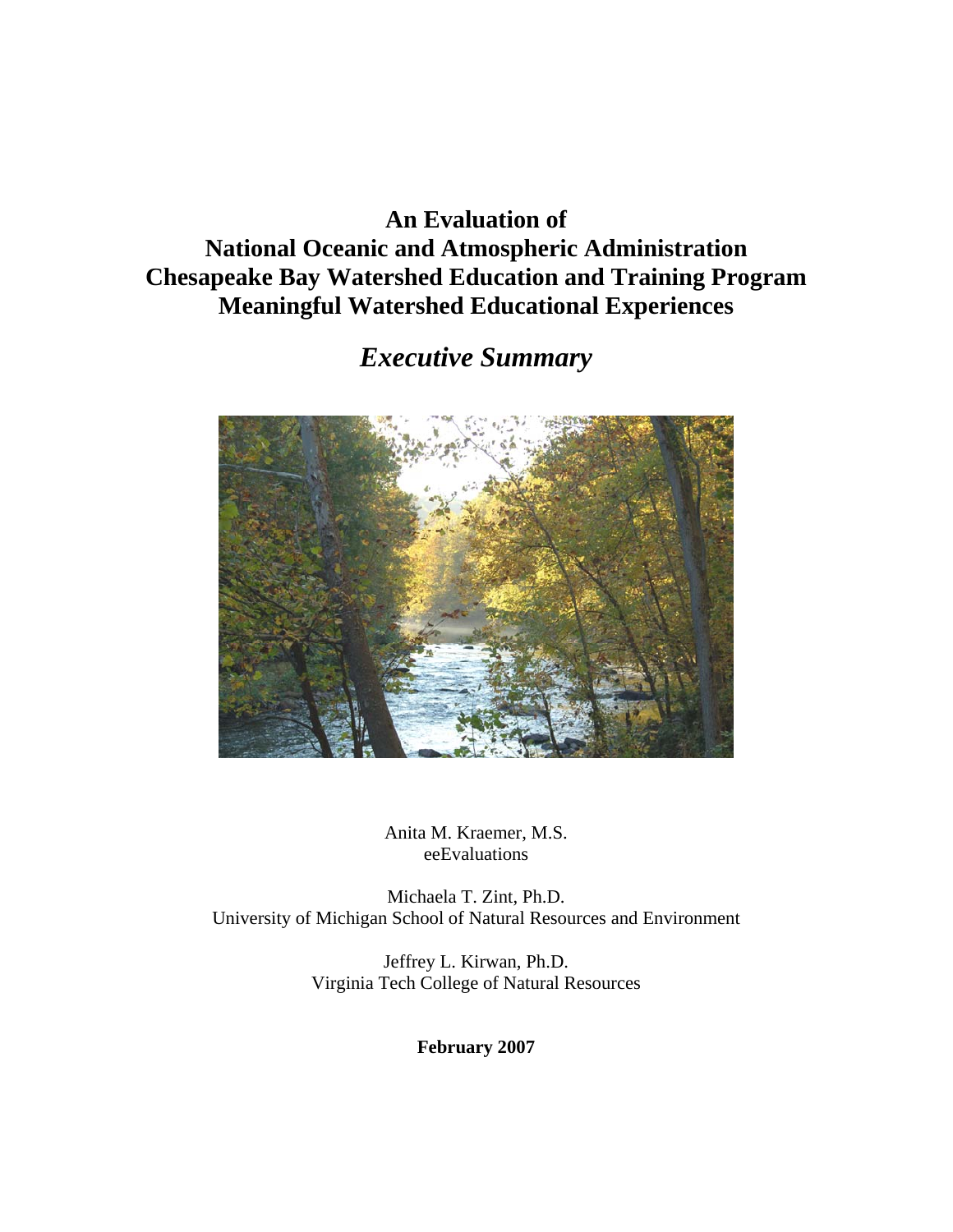# An Evaluation of National Oceanic and Atmospheric Administration Chesapeake Bay Watershed Education and Training Program Meaningful Watershed Educational Experiences

## *Executive Summary*

Anita M. Kraemer, M.S.
eeEvaluations

Michaela T. Zint, Ph.D.
University of Michigan School of Natural Resources and Environment

Jeffrey L. Kirwan, Ph.D.
Virginia Tech College of Natural Resources

**February 2007**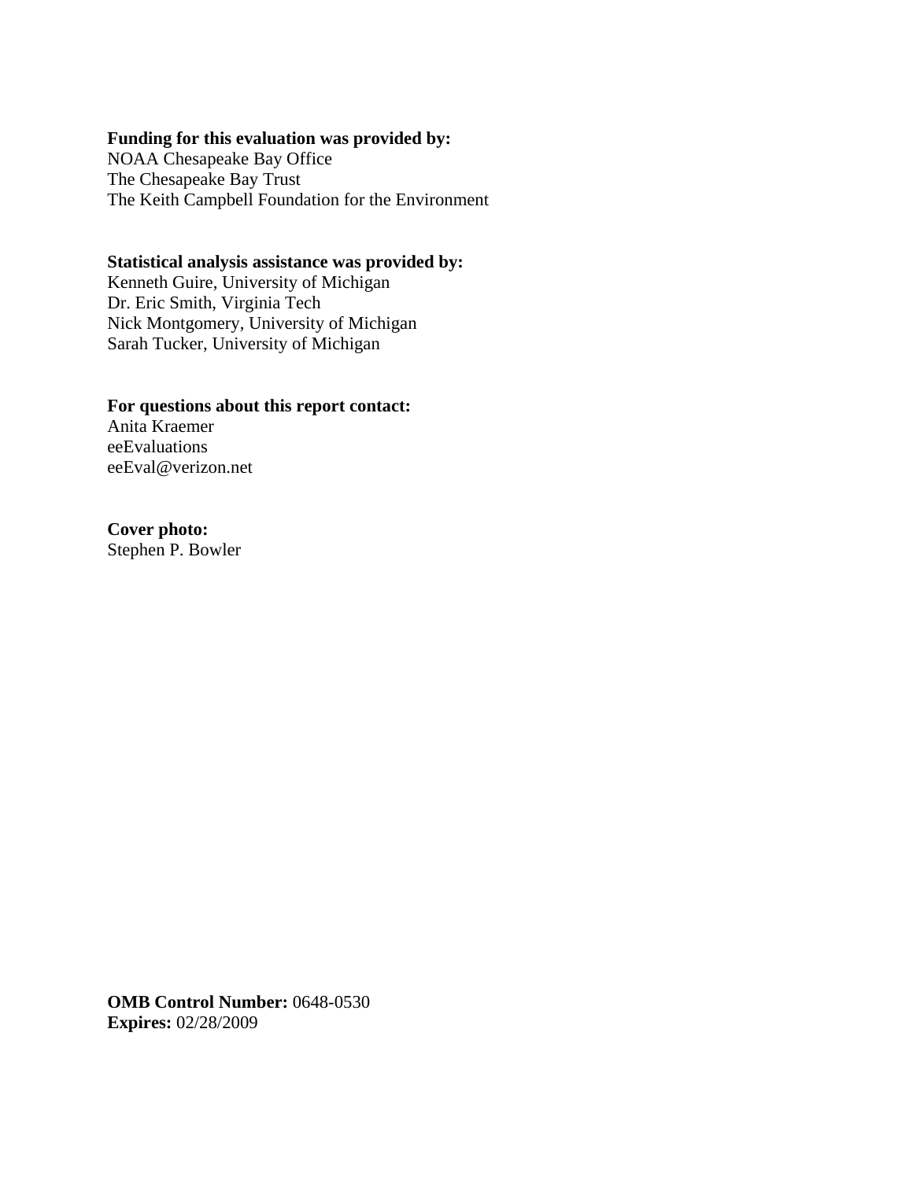**Funding for this evaluation was provided by:**
NOAA Chesapeake Bay Office
The Chesapeake Bay Trust
The Keith Campbell Foundation for the Environment

**Statistical analysis assistance was provided by:**
Kenneth Guire, University of Michigan
Dr. Eric Smith, Virginia Tech
Nick Montgomery, University of Michigan
Sarah Tucker, University of Michigan

**For questions about this report contact:**
Anita Kraemer
eeEvaluations
eeEval@verizon.net

**Cover photo:**
Stephen P. Bowler

**OMB Control Number:** 0648-0530
**Expires:** 02/28/2009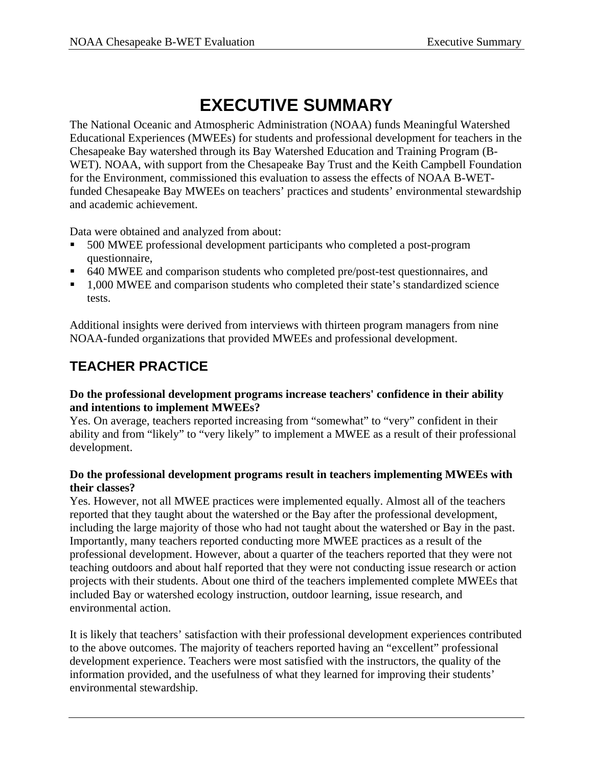# EXECUTIVE SUMMARY

The National Oceanic and Atmospheric Administration (NOAA) funds Meaningful Watershed Educational Experiences (MWEEs) for students and professional development for teachers in the Chesapeake Bay watershed through its Bay Watershed Education and Training Program (B-WET). NOAA, with support from the Chesapeake Bay Trust and the Keith Campbell Foundation for the Environment, commissioned this evaluation to assess the effects of NOAA B-WET-funded Chesapeake Bay MWEEs on teachers' practices and students' environmental stewardship and academic achievement.

Data were obtained and analyzed from about:

- 500 MWEE professional development participants who completed a post-program questionnaire,
- 640 MWEE and comparison students who completed pre/post-test questionnaires, and
- 1,000 MWEE and comparison students who completed their state's standardized science tests.

Additional insights were derived from interviews with thirteen program managers from nine NOAA-funded organizations that provided MWEEs and professional development.

## TEACHER PRACTICE

**Do the professional development programs increase teachers' confidence in their ability and intentions to implement MWEEs?**

Yes. On average, teachers reported increasing from "somewhat" to "very" confident in their ability and from "likely" to "very likely" to implement a MWEE as a result of their professional development.

**Do the professional development programs result in teachers implementing MWEEs with their classes?**

Yes. However, not all MWEE practices were implemented equally. Almost all of the teachers reported that they taught about the watershed or the Bay after the professional development, including the large majority of those who had not taught about the watershed or Bay in the past. Importantly, many teachers reported conducting more MWEE practices as a result of the professional development. However, about a quarter of the teachers reported that they were not teaching outdoors and about half reported that they were not conducting issue research or action projects with their students. About one third of the teachers implemented complete MWEEs that included Bay or watershed ecology instruction, outdoor learning, issue research, and environmental action.

It is likely that teachers' satisfaction with their professional development experiences contributed to the above outcomes. The majority of teachers reported having an "excellent" professional development experience. Teachers were most satisfied with the instructors, the quality of the information provided, and the usefulness of what they learned for improving their students' environmental stewardship.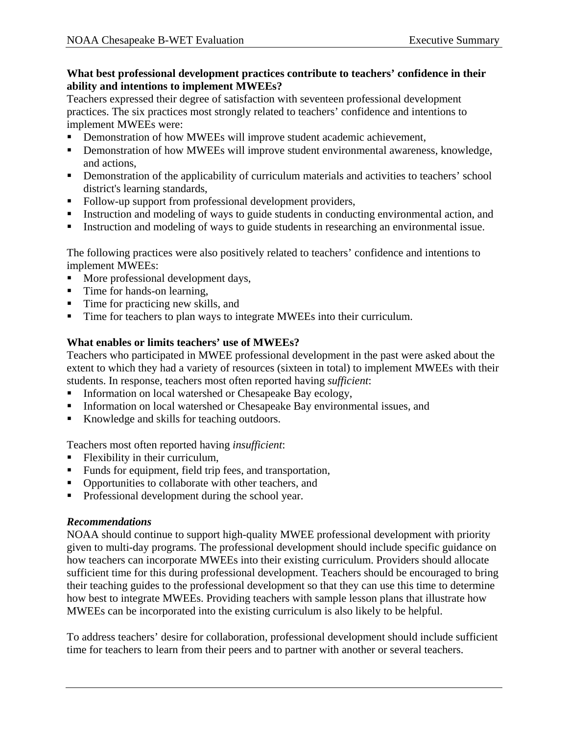**What best professional development practices contribute to teachers' confidence in their ability and intentions to implement MWEEs?**

Teachers expressed their degree of satisfaction with seventeen professional development practices. The six practices most strongly related to teachers' confidence and intentions to implement MWEEs were:

- Demonstration of how MWEEs will improve student academic achievement,
- Demonstration of how MWEEs will improve student environmental awareness, knowledge, and actions,
- Demonstration of the applicability of curriculum materials and activities to teachers' school district's learning standards,
- Follow-up support from professional development providers,
- Instruction and modeling of ways to guide students in conducting environmental action, and
- Instruction and modeling of ways to guide students in researching an environmental issue.

The following practices were also positively related to teachers' confidence and intentions to implement MWEEs:

- More professional development days,
- Time for hands-on learning,
- Time for practicing new skills, and
- Time for teachers to plan ways to integrate MWEEs into their curriculum.

**What enables or limits teachers' use of MWEEs?**

Teachers who participated in MWEE professional development in the past were asked about the extent to which they had a variety of resources (sixteen in total) to implement MWEEs with their students. In response, teachers most often reported having *sufficient*:

- Information on local watershed or Chesapeake Bay ecology,
- Information on local watershed or Chesapeake Bay environmental issues, and
- Knowledge and skills for teaching outdoors.

Teachers most often reported having *insufficient*:

- Flexibility in their curriculum,
- Funds for equipment, field trip fees, and transportation,
- Opportunities to collaborate with other teachers, and
- Professional development during the school year.

***Recommendations***

NOAA should continue to support high-quality MWEE professional development with priority given to multi-day programs. The professional development should include specific guidance on how teachers can incorporate MWEEs into their existing curriculum. Providers should allocate sufficient time for this during professional development. Teachers should be encouraged to bring their teaching guides to the professional development so that they can use this time to determine how best to integrate MWEEs. Providing teachers with sample lesson plans that illustrate how MWEEs can be incorporated into the existing curriculum is also likely to be helpful.

To address teachers' desire for collaboration, professional development should include sufficient time for teachers to learn from their peers and to partner with another or several teachers.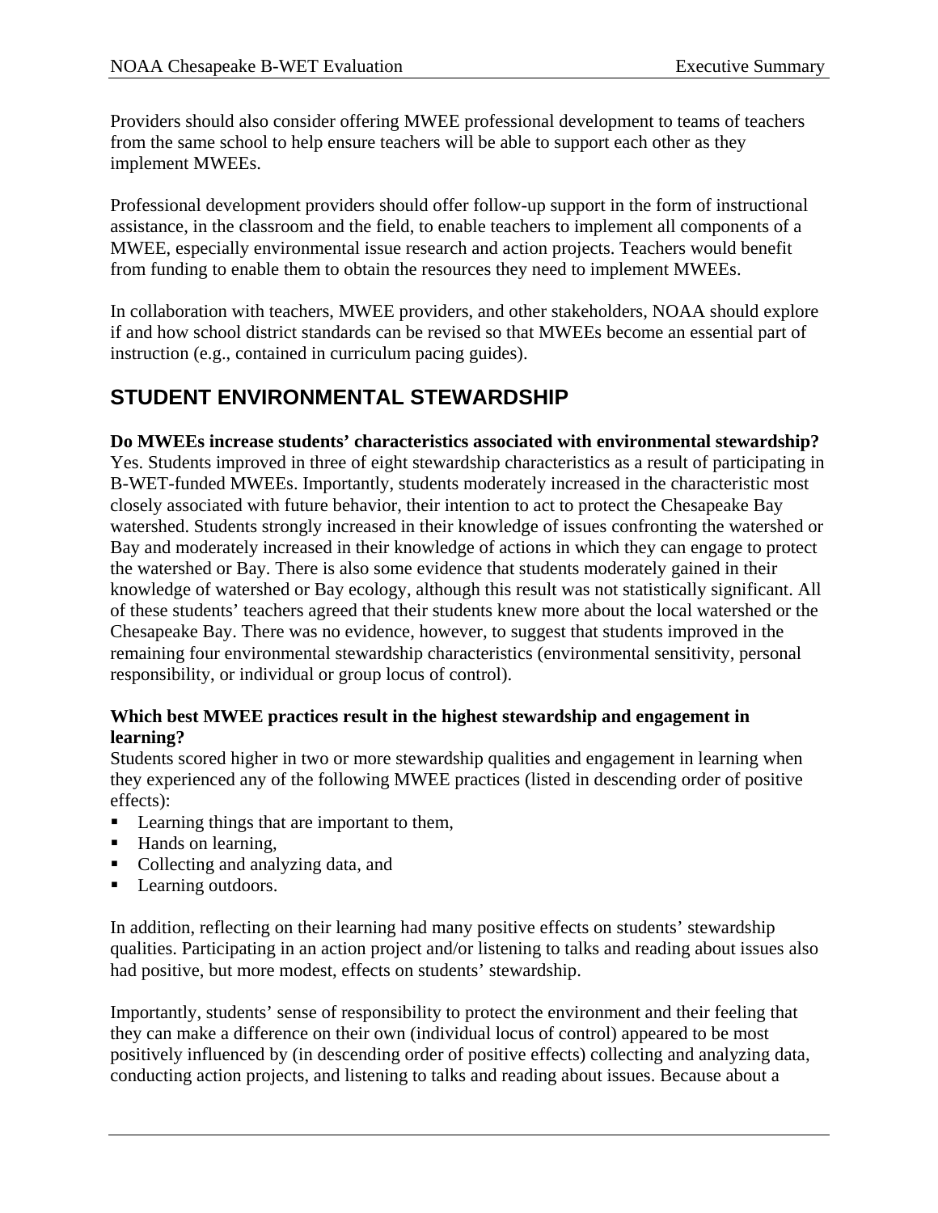Providers should also consider offering MWEE professional development to teams of teachers from the same school to help ensure teachers will be able to support each other as they implement MWEEs.

Professional development providers should offer follow-up support in the form of instructional assistance, in the classroom and the field, to enable teachers to implement all components of a MWEE, especially environmental issue research and action projects. Teachers would benefit from funding to enable them to obtain the resources they need to implement MWEEs.

In collaboration with teachers, MWEE providers, and other stakeholders, NOAA should explore if and how school district standards can be revised so that MWEEs become an essential part of instruction (e.g., contained in curriculum pacing guides).

## STUDENT ENVIRONMENTAL STEWARDSHIP

**Do MWEEs increase students' characteristics associated with environmental stewardship?**
Yes. Students improved in three of eight stewardship characteristics as a result of participating in B-WET-funded MWEEs. Importantly, students moderately increased in the characteristic most closely associated with future behavior, their intention to act to protect the Chesapeake Bay watershed. Students strongly increased in their knowledge of issues confronting the watershed or Bay and moderately increased in their knowledge of actions in which they can engage to protect the watershed or Bay. There is also some evidence that students moderately gained in their knowledge of watershed or Bay ecology, although this result was not statistically significant. All of these students' teachers agreed that their students knew more about the local watershed or the Chesapeake Bay. There was no evidence, however, to suggest that students improved in the remaining four environmental stewardship characteristics (environmental sensitivity, personal responsibility, or individual or group locus of control).

**Which best MWEE practices result in the highest stewardship and engagement in learning?**
Students scored higher in two or more stewardship qualities and engagement in learning when they experienced any of the following MWEE practices (listed in descending order of positive effects):

- Learning things that are important to them,
- Hands on learning,
- Collecting and analyzing data, and
- Learning outdoors.

In addition, reflecting on their learning had many positive effects on students' stewardship qualities. Participating in an action project and/or listening to talks and reading about issues also had positive, but more modest, effects on students' stewardship.

Importantly, students' sense of responsibility to protect the environment and their feeling that they can make a difference on their own (individual locus of control) appeared to be most positively influenced by (in descending order of positive effects) collecting and analyzing data, conducting action projects, and listening to talks and reading about issues. Because about a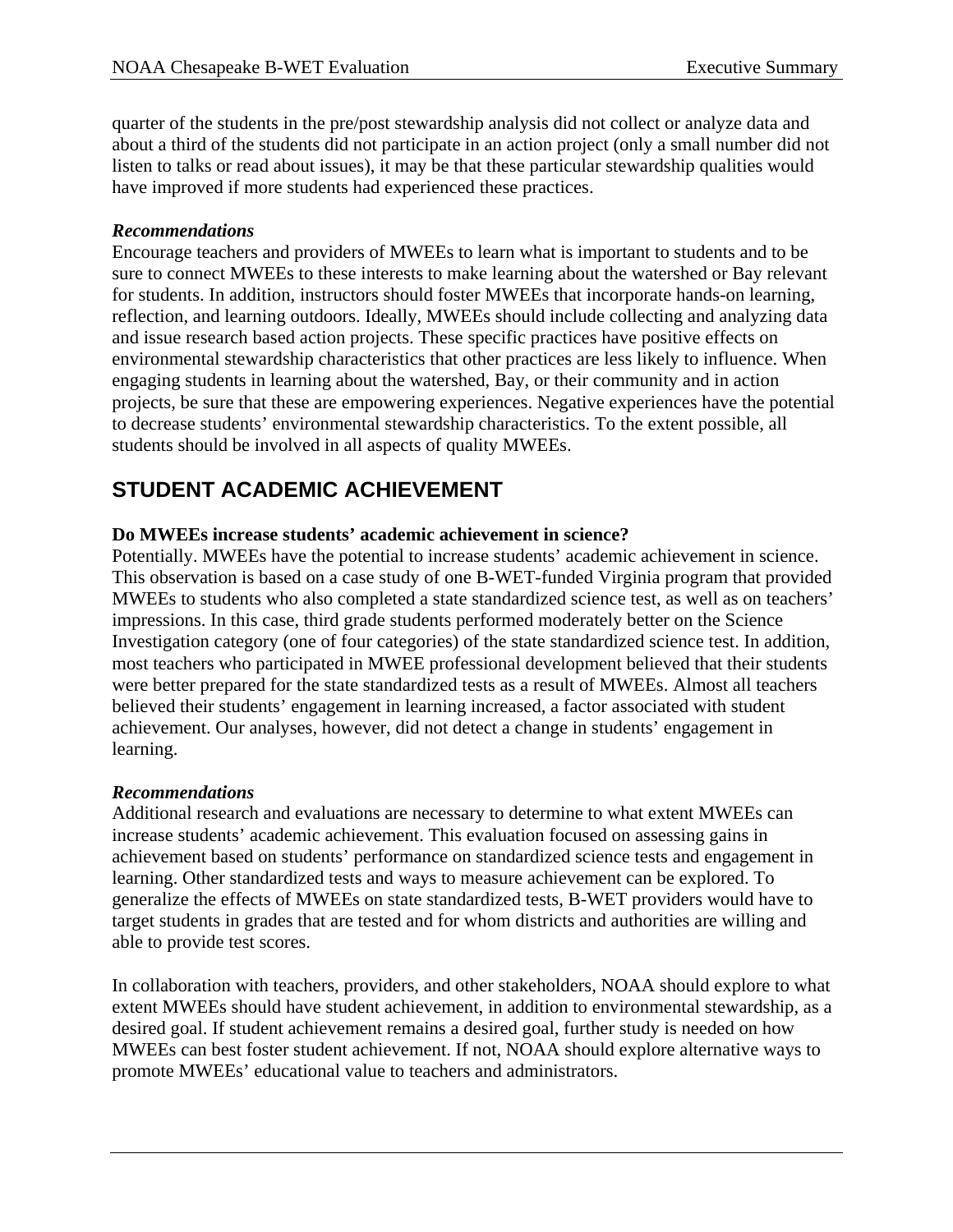quarter of the students in the pre/post stewardship analysis did not collect or analyze data and about a third of the students did not participate in an action project (only a small number did not listen to talks or read about issues), it may be that these particular stewardship qualities would have improved if more students had experienced these practices.

***Recommendations***

Encourage teachers and providers of MWEEs to learn what is important to students and to be sure to connect MWEEs to these interests to make learning about the watershed or Bay relevant for students. In addition, instructors should foster MWEEs that incorporate hands-on learning, reflection, and learning outdoors. Ideally, MWEEs should include collecting and analyzing data and issue research based action projects. These specific practices have positive effects on environmental stewardship characteristics that other practices are less likely to influence. When engaging students in learning about the watershed, Bay, or their community and in action projects, be sure that these are empowering experiences. Negative experiences have the potential to decrease students' environmental stewardship characteristics. To the extent possible, all students should be involved in all aspects of quality MWEEs.

## STUDENT ACADEMIC ACHIEVEMENT

**Do MWEEs increase students' academic achievement in science?**

Potentially. MWEEs have the potential to increase students' academic achievement in science. This observation is based on a case study of one B-WET-funded Virginia program that provided MWEEs to students who also completed a state standardized science test, as well as on teachers' impressions. In this case, third grade students performed moderately better on the Science Investigation category (one of four categories) of the state standardized science test. In addition, most teachers who participated in MWEE professional development believed that their students were better prepared for the state standardized tests as a result of MWEEs. Almost all teachers believed their students' engagement in learning increased, a factor associated with student achievement. Our analyses, however, did not detect a change in students' engagement in learning.

***Recommendations***

Additional research and evaluations are necessary to determine to what extent MWEEs can increase students' academic achievement. This evaluation focused on assessing gains in achievement based on students' performance on standardized science tests and engagement in learning. Other standardized tests and ways to measure achievement can be explored. To generalize the effects of MWEEs on state standardized tests, B-WET providers would have to target students in grades that are tested and for whom districts and authorities are willing and able to provide test scores.

In collaboration with teachers, providers, and other stakeholders, NOAA should explore to what extent MWEEs should have student achievement, in addition to environmental stewardship, as a desired goal. If student achievement remains a desired goal, further study is needed on how MWEEs can best foster student achievement. If not, NOAA should explore alternative ways to promote MWEEs' educational value to teachers and administrators.